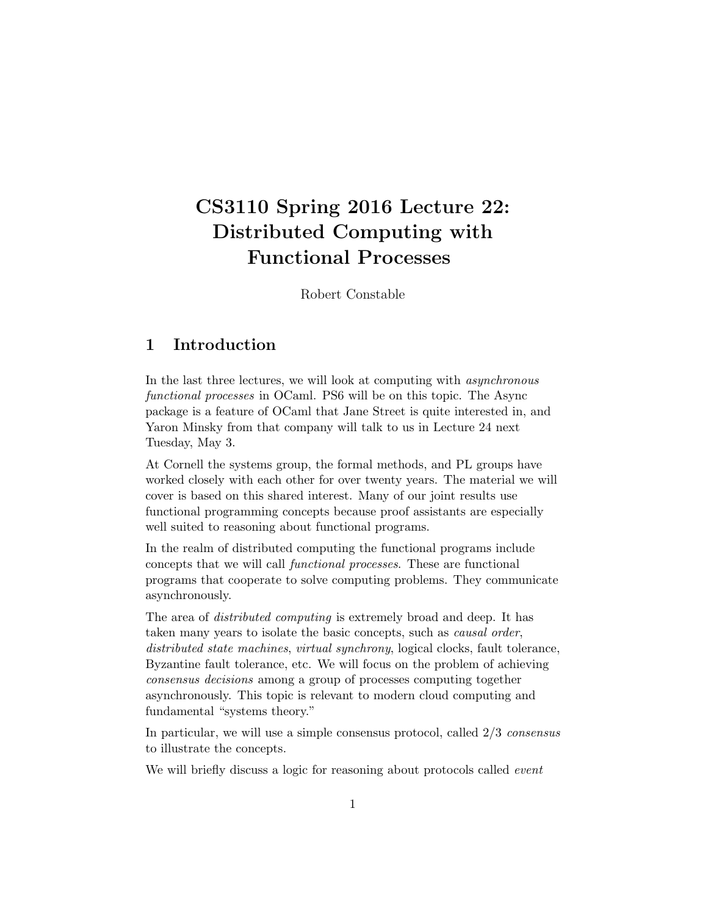# CS3110 Spring 2016 Lecture 22: Distributed Computing with Functional Processes

Robert Constable

## 1 Introduction

In the last three lectures, we will look at computing with *asynchronous functional processes* in OCaml. PS6 will be on this topic. The Async package is a feature of OCaml that Jane Street is quite interested in, and Yaron Minsky from that company will talk to us in Lecture 24 next Tuesday, May 3.

At Cornell the systems group, the formal methods, and PL groups have worked closely with each other for over twenty years. The material we will cover is based on this shared interest. Many of our joint results use functional programming concepts because proof assistants are especially well suited to reasoning about functional programs.

In the realm of distributed computing the functional programs include concepts that we will call *functional processes.* These are functional programs that cooperate to solve computing problems. They communicate asynchronously.

The area of *distributed computing* is extremely broad and deep. It has taken many years to isolate the basic concepts, such as *causal order*, *distributed state machines*, *virtual synchrony*, logical clocks, fault tolerance, Byzantine fault tolerance, etc. We will focus on the problem of achieving *consensus decisions* among a group of processes computing together asynchronously. This topic is relevant to modern cloud computing and fundamental "systems theory."

In particular, we will use a simple consensus protocol, called 2/3 *consensus* to illustrate the concepts.

We will briefly discuss a logic for reasoning about protocols called *event*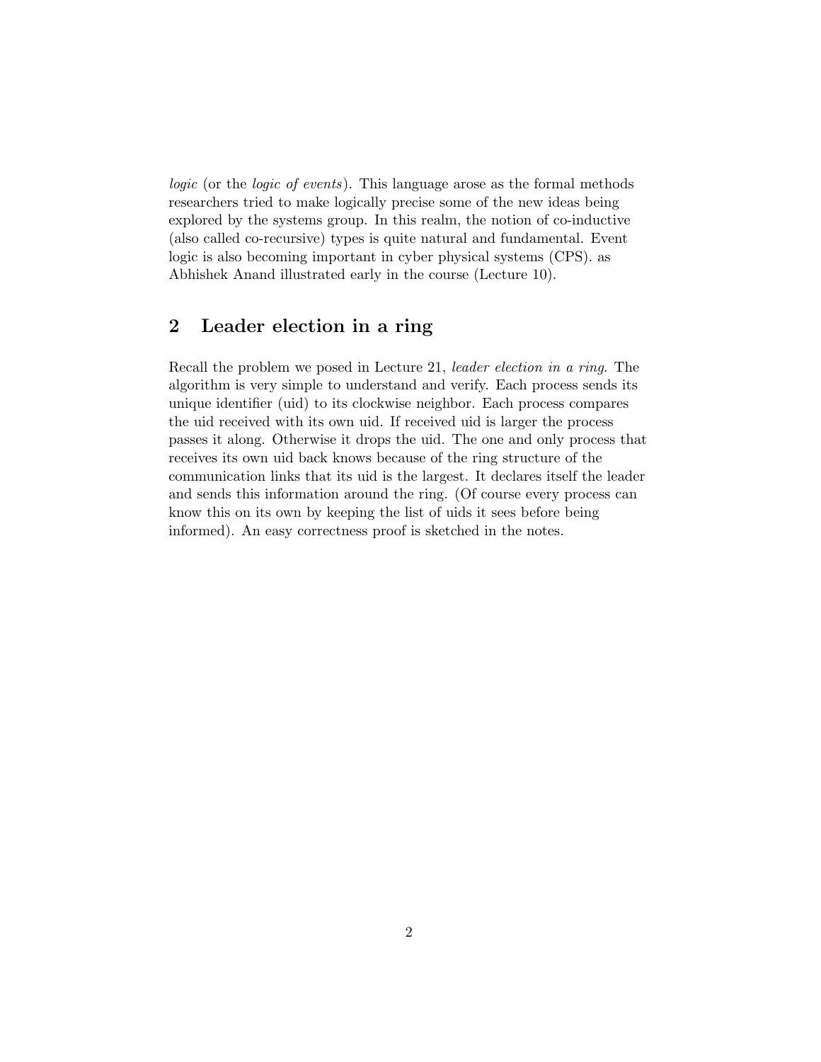*logic* (or the *logic of events*). This language arose as the formal methods researchers tried to make logically precise some of the new ideas being explored by the systems group. In this realm, the notion of co-inductive (also called co-recursive) types is quite natural and fundamental. Event logic is also becoming important in cyber physical systems (CPS). as Abhishek Anand illustrated early in the course (Lecture 10).

## 2 Leader election in a ring

Recall the problem we posed in Lecture 21, *leader election in a ring*. The algorithm is very simple to understand and verify. Each process sends its unique identifier (uid) to its clockwise neighbor. Each process compares the uid received with its own uid. If received uid is larger the process passes it along. Otherwise it drops the uid. The one and only process that receives its own uid back knows because of the ring structure of the communication links that its uid is the largest. It declares itself the leader and sends this information around the ring. (Of course every process can know this on its own by keeping the list of uids it sees before being informed). An easy correctness proof is sketched in the notes.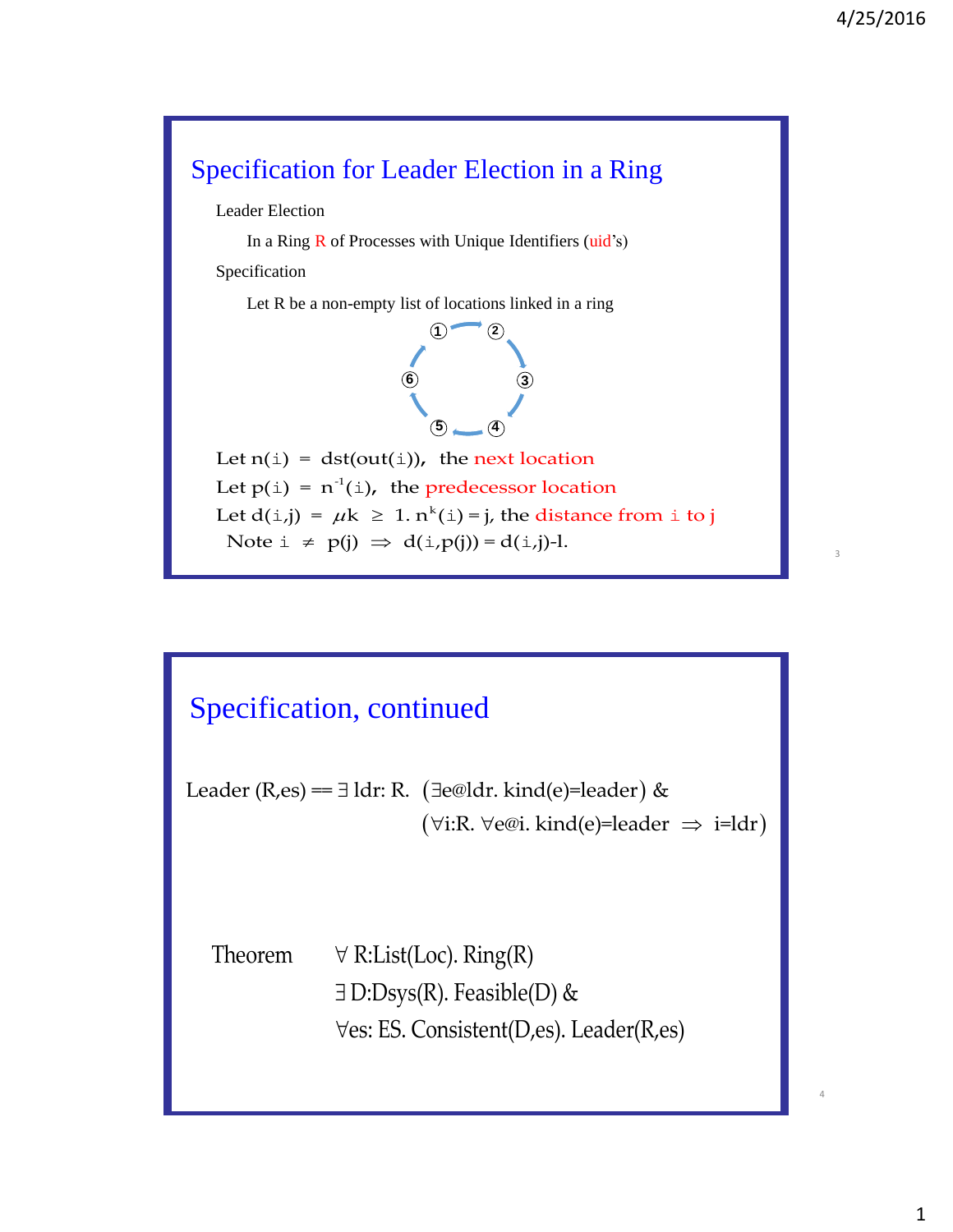## Specification for Leader Election in a Ring

Leader Election

In a Ring R of Processes with Unique Identifiers (uid's)

Specification

Let R be a non-empty list of locations linked in a ring

1 2 3 4 5 6

Let $n(i) = dst(out(i))$, the next location

Let $p(i) = n^{-1}(i)$, the predecessor location

Let $d(i,j) = \mu k \geq 1.\ n^{k}(i) = j$, the distance from $i$ to $j$

Note $i \neq p(j) \Rightarrow d(i,p(j)) = d(i,j)-1$.

## Specification, continued

$$Leader(R,es) == \exists\ ldr{:}\ R.\ (\exists e@ldr.\ kind(e)=leader)\ \&$$
$$(\forall i{:}R.\ \forall e@i.\ kind(e)=leader \Rightarrow i=ldr)$$

Theorem $\forall\ R{:}List(Loc).\ Ring(R)$

$\exists\ D{:}Dsys(R).\ Feasible(D)\ \&$

$\forall es{:}\ ES.\ Consistent(D,es).\ Leader(R,es)$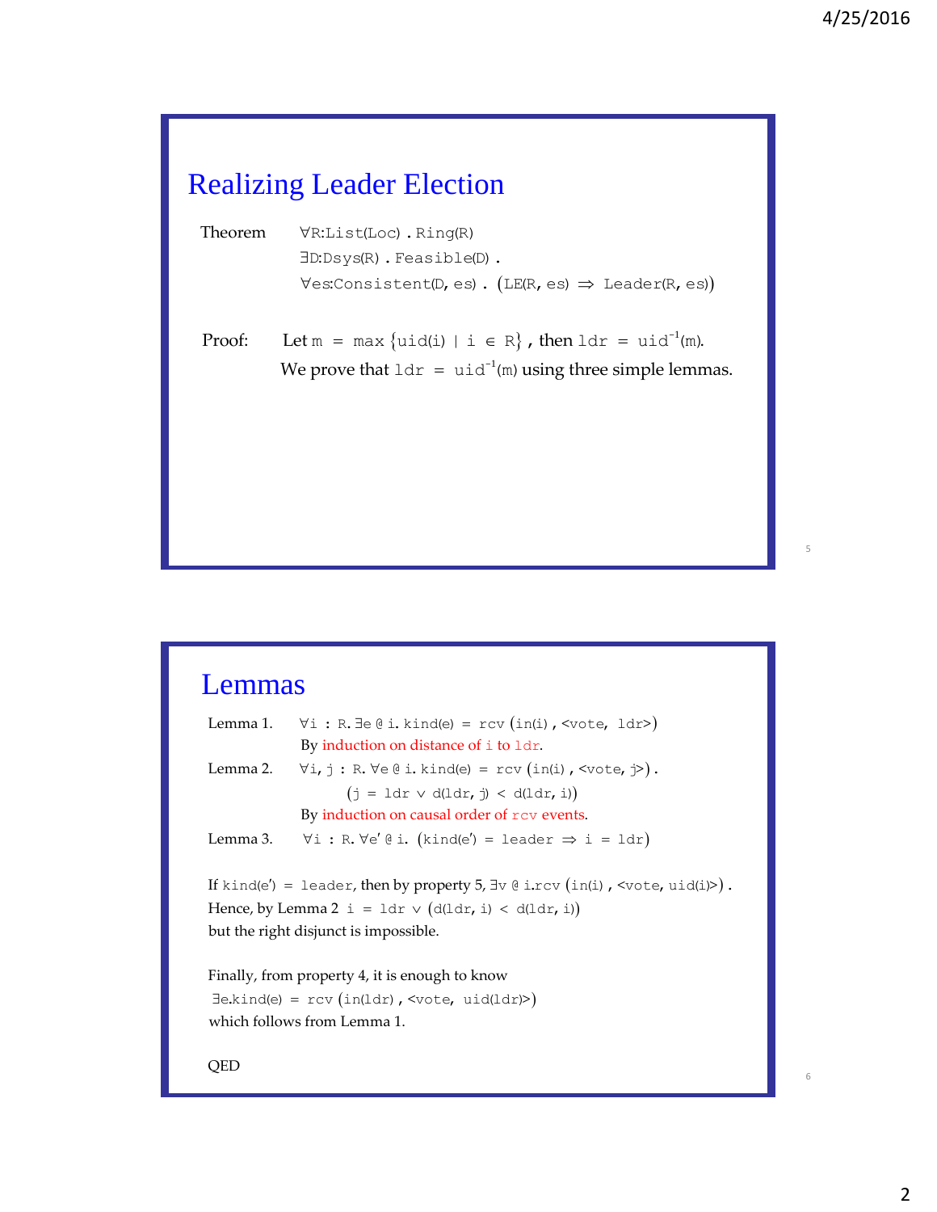## Realizing Leader Election

**Theorem** $\forall R{:}\text{List(Loc)}\,.\,\text{Ring}(R)$
$\exists D{:}\text{Dsys}(R)\,.\,\text{Feasible}(D)\,.$
$\forall es{:}\text{Consistent}(D, es)\,.\,(\text{LE}(R, es) \Rightarrow \text{Leader}(R, es))$

**Proof:** Let $m = \max\{\text{uid}(i) \mid i \in R\}$, then $ldr = \text{uid}^{-1}(m)$.
We prove that $ldr = \text{uid}^{-1}(m)$ using three simple lemmas.

## Lemmas

Lemma 1. $\forall i : R.\, \exists e\, @\, i.\, \text{kind}(e) = \text{rcv}\,(\text{in}(i), \langle\text{vote}, ldr\rangle)$
By induction on distance of $i$ to $ldr$.

Lemma 2. $\forall i, j : R.\, \forall e\, @\, i.\, \text{kind}(e) = \text{rcv}\,(\text{in}(i), \langle\text{vote}, j\rangle)\,.$
$(j = ldr \lor d(ldr, j) < d(ldr, i))$
By induction on causal order of rcv events.

Lemma 3. $\forall i : R.\, \forall e'\, @\, i.\, (\text{kind}(e') = \text{leader} \Rightarrow i = ldr)$

If $\text{kind}(e') = \text{leader}$, then by property 5, $\exists v\, @\, i.\text{rcv}\,(\text{in}(i), \langle\text{vote}, \text{uid}(i)\rangle)$.
Hence, by Lemma 2 $i = ldr \lor (d(ldr, i) < d(ldr, i))$
but the right disjunct is impossible.

Finally, from property 4, it is enough to know
$\exists e.\text{kind}(e) = \text{rcv}\,(\text{in}(ldr), \langle\text{vote}, \text{uid}(ldr)\rangle)$
which follows from Lemma 1.

QED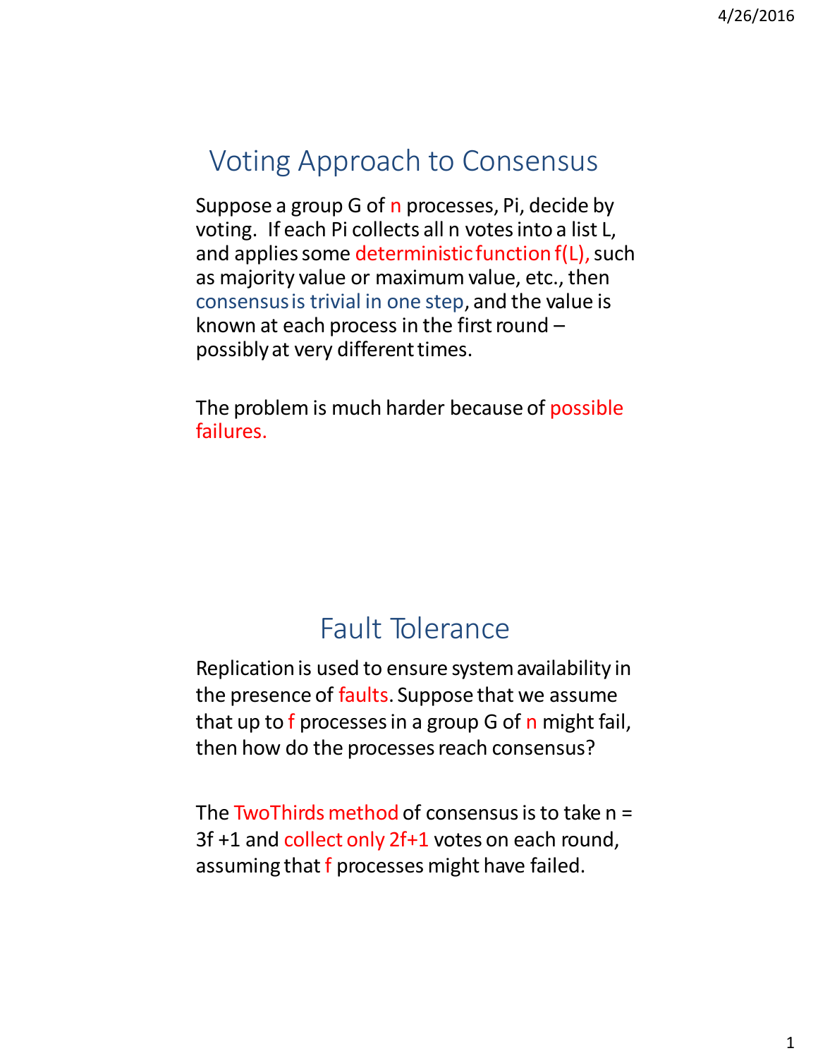## Voting Approach to Consensus

Suppose a group G of n processes, Pi, decide by voting. If each Pi collects all n votes into a list L, and applies some deterministic function f(L), such as majority value or maximum value, etc., then consensus is trivial in one step, and the value is known at each process in the first round – possibly at very different times.

The problem is much harder because of possible failures.

## Fault Tolerance

Replication is used to ensure system availability in the presence of faults. Suppose that we assume that up to f processes in a group G of n might fail, then how do the processes reach consensus?

The TwoThirds method of consensus is to take $n = 3f + 1$ and collect only $2f+1$ votes on each round, assuming that f processes might have failed.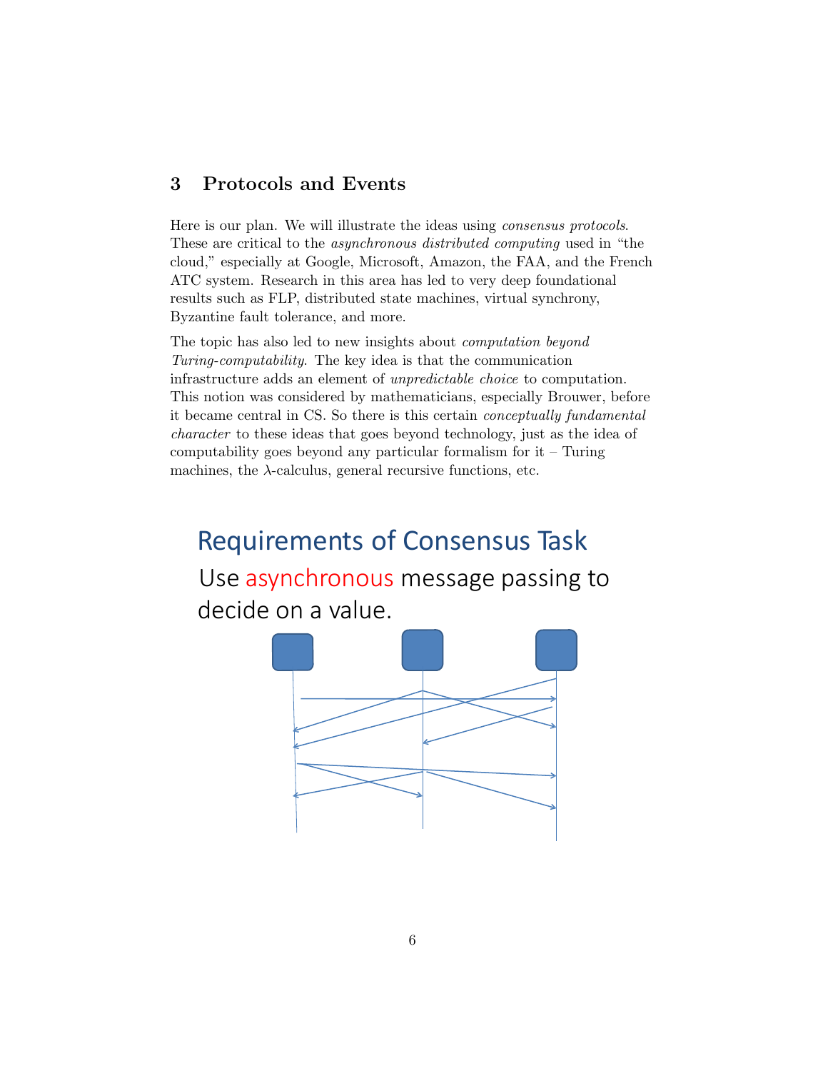## 3 Protocols and Events

Here is our plan. We will illustrate the ideas using *consensus protocols*. These are critical to the *asynchronous distributed computing* used in "the cloud," especially at Google, Microsoft, Amazon, the FAA, and the French ATC system. Research in this area has led to very deep foundational results such as FLP, distributed state machines, virtual synchrony, Byzantine fault tolerance, and more.

The topic has also led to new insights about *computation beyond Turing-computability*. The key idea is that the communication infrastructure adds an element of *unpredictable choice* to computation. This notion was considered by mathematicians, especially Brouwer, before it became central in CS. So there is this certain *conceptually fundamental character* to these ideas that goes beyond technology, just as the idea of computability goes beyond any particular formalism for it – Turing machines, the $\lambda$-calculus, general recursive functions, etc.

Requirements of Consensus Task

Use asynchronous message passing to decide on a value.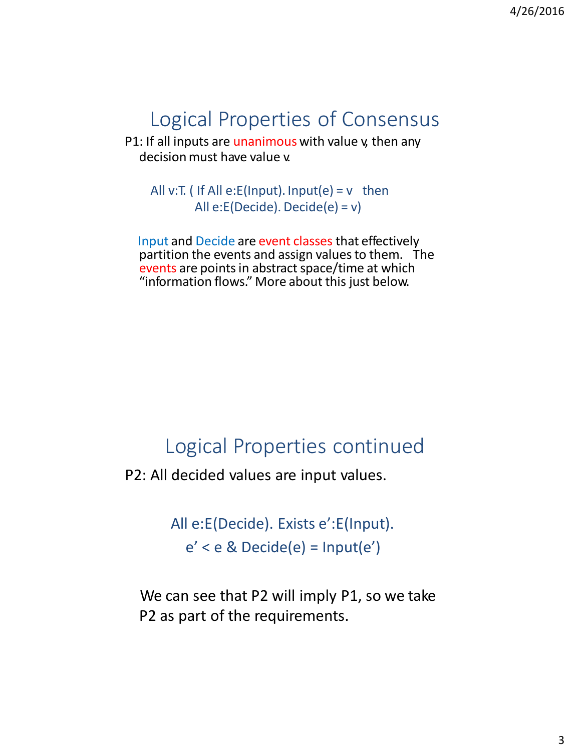## Logical Properties of Consensus

P1: If all inputs are unanimous with value v, then any decision must have value v.

All v:T. ( If All e:E(Input). Input(e) = v then
All e:E(Decide). Decide(e) = v)

Input and Decide are event classes that effectively partition the events and assign values to them. The events are points in abstract space/time at which "information flows." More about this just below.

## Logical Properties continued

P2: All decided values are input values.

All e:E(Decide). Exists e':E(Input).
e' < e & Decide(e) = Input(e')

We can see that P2 will imply P1, so we take P2 as part of the requirements.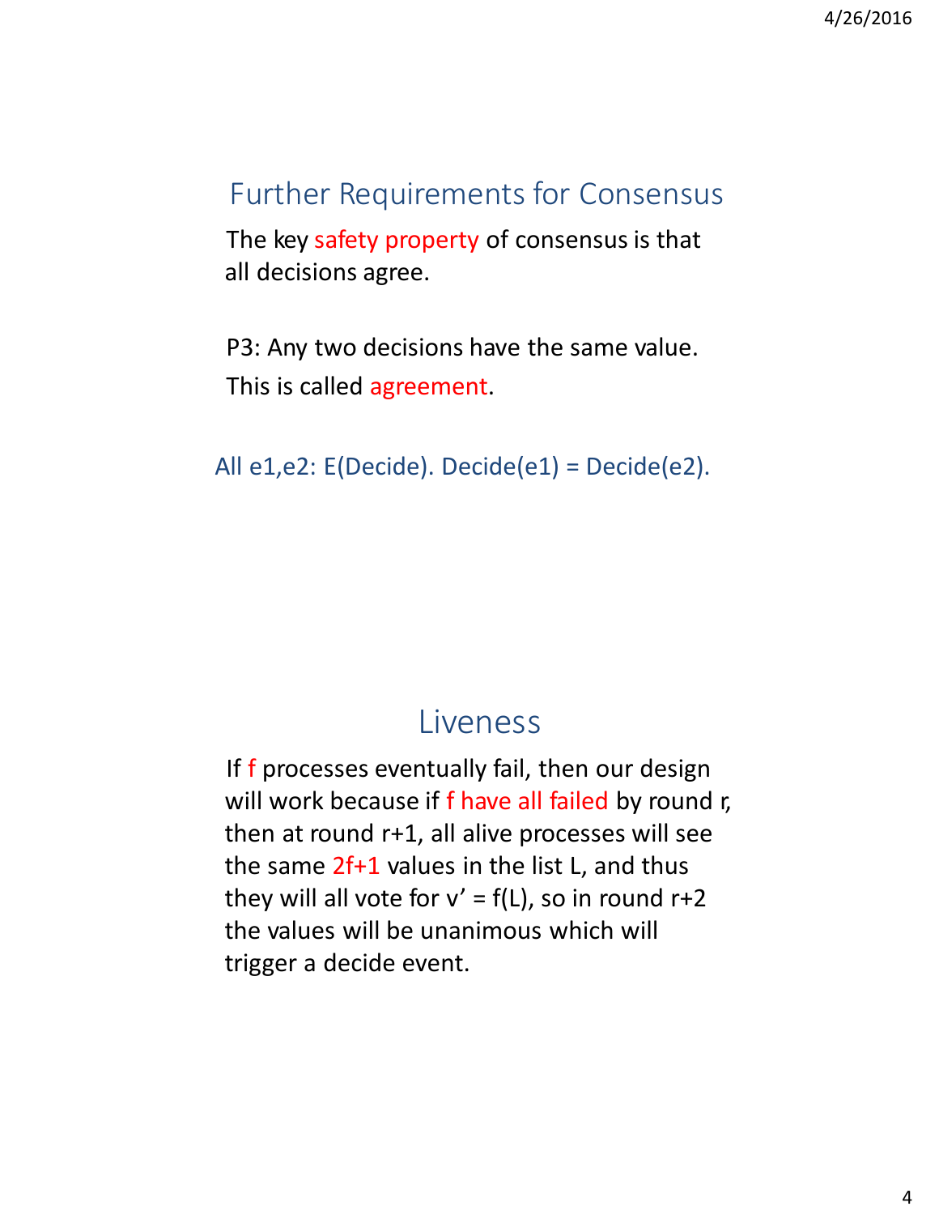## Further Requirements for Consensus

The key safety property of consensus is that all decisions agree.

P3: Any two decisions have the same value.
This is called agreement.

All e1,e2: E(Decide). Decide(e1) = Decide(e2).

## Liveness

If f processes eventually fail, then our design will work because if f have all failed by round r, then at round r+1, all alive processes will see the same 2f+1 values in the list L, and thus they will all vote for v' = f(L), so in round r+2 the values will be unanimous which will trigger a decide event.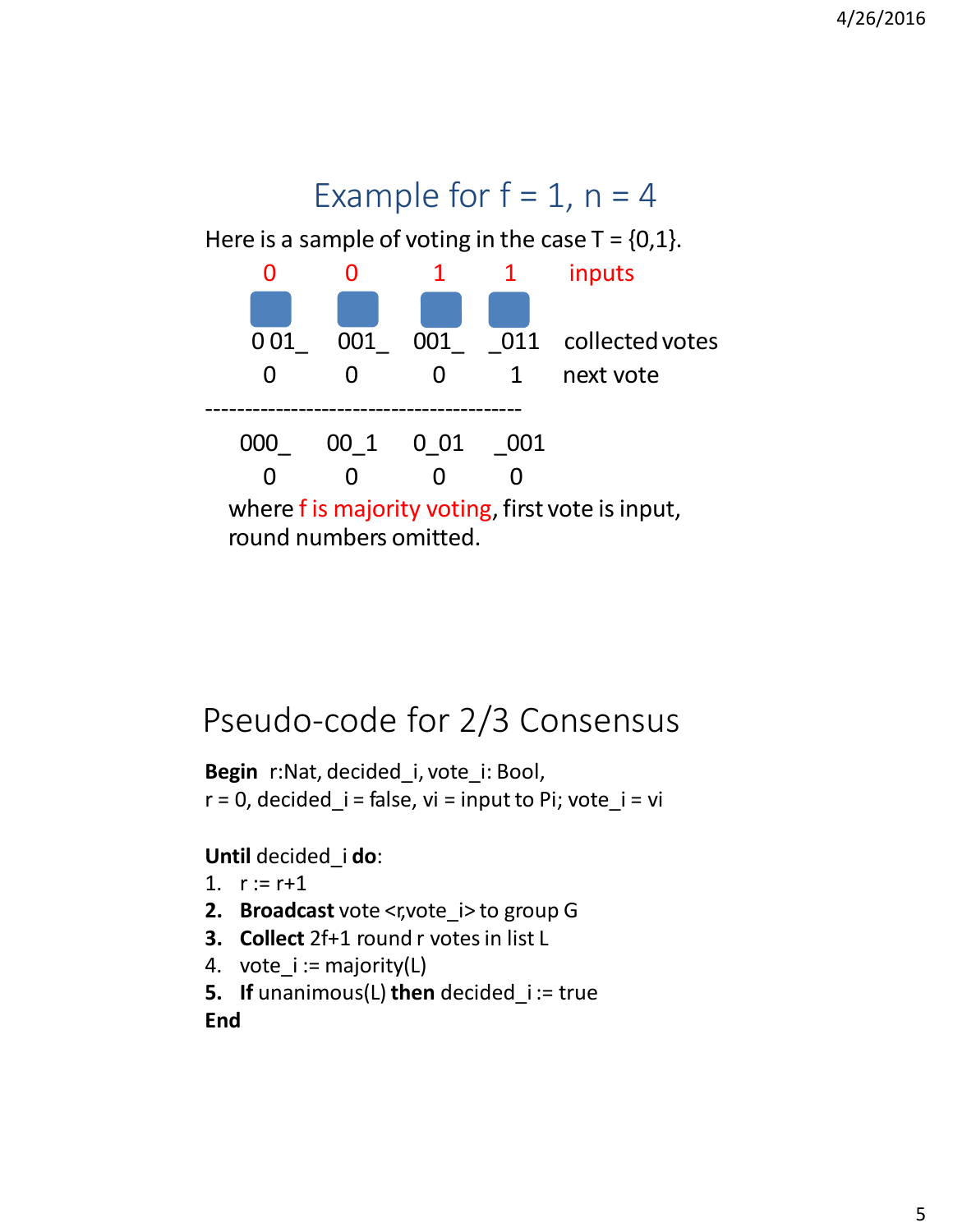## Example for f = 1, n = 4

Here is a sample of voting in the case T = {0,1}.

| 0 | 0 | 1 | 1 | inputs |
|---|---|---|---|---|
| 0 01_ | 001_ | 001_ | _011 | collected votes |
| 0 | 0 | 0 | 1 | next vote |

----------------------------------------

| | | | |
|---|---|---|---|
| 000_ | 00_1 | 0_01 | _001 |
| 0 | 0 | 0 | 0 |

where f is majority voting, first vote is input, round numbers omitted.

## Pseudo-code for 2/3 Consensus

**Begin** r:Nat, decided_i, vote_i: Bool,
r = 0, decided_i = false, vi = input to Pi; vote_i = vi

**Until** decided_i **do**:

1. r := r+1
2. **Broadcast** vote <r,vote_i> to group G
3. **Collect** 2f+1 round r votes in list L
4. vote_i := majority(L)
5. **If** unanimous(L) **then** decided_i := true

**End**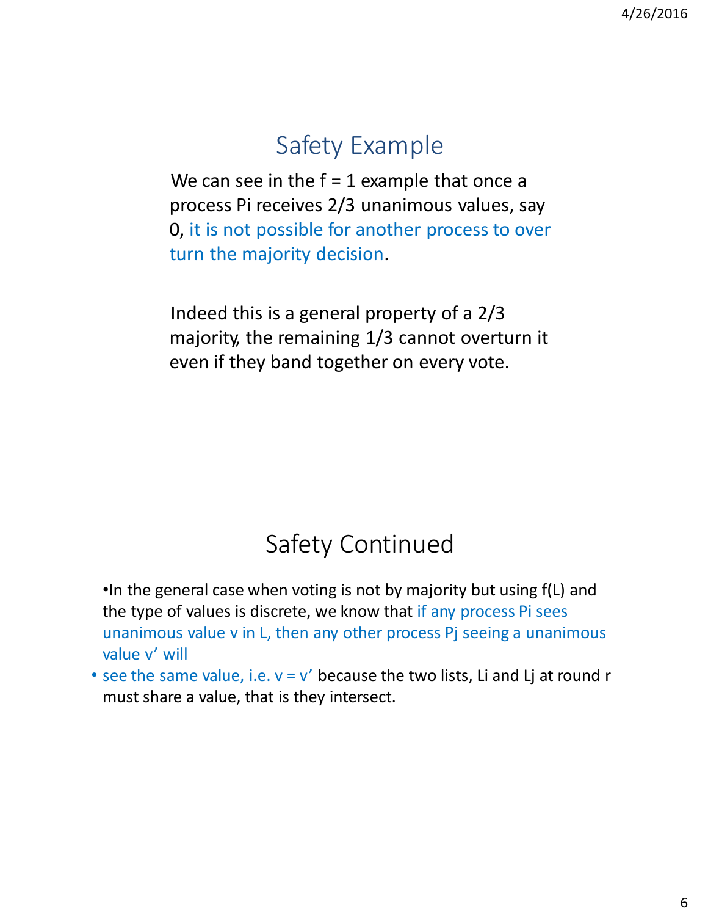## Safety Example

We can see in the $f = 1$ example that once a process Pi receives 2/3 unanimous values, say 0, it is not possible for another process to over turn the majority decision.

Indeed this is a general property of a 2/3 majority, the remaining 1/3 cannot overturn it even if they band together on every vote.

## Safety Continued

•In the general case when voting is not by majority but using f(L) and the type of values is discrete, we know that if any process Pi sees unanimous value v in L, then any other process Pj seeing a unanimous value v' will

- see the same value, i.e. v = v' because the two lists, Li and Lj at round r must share a value, that is they intersect.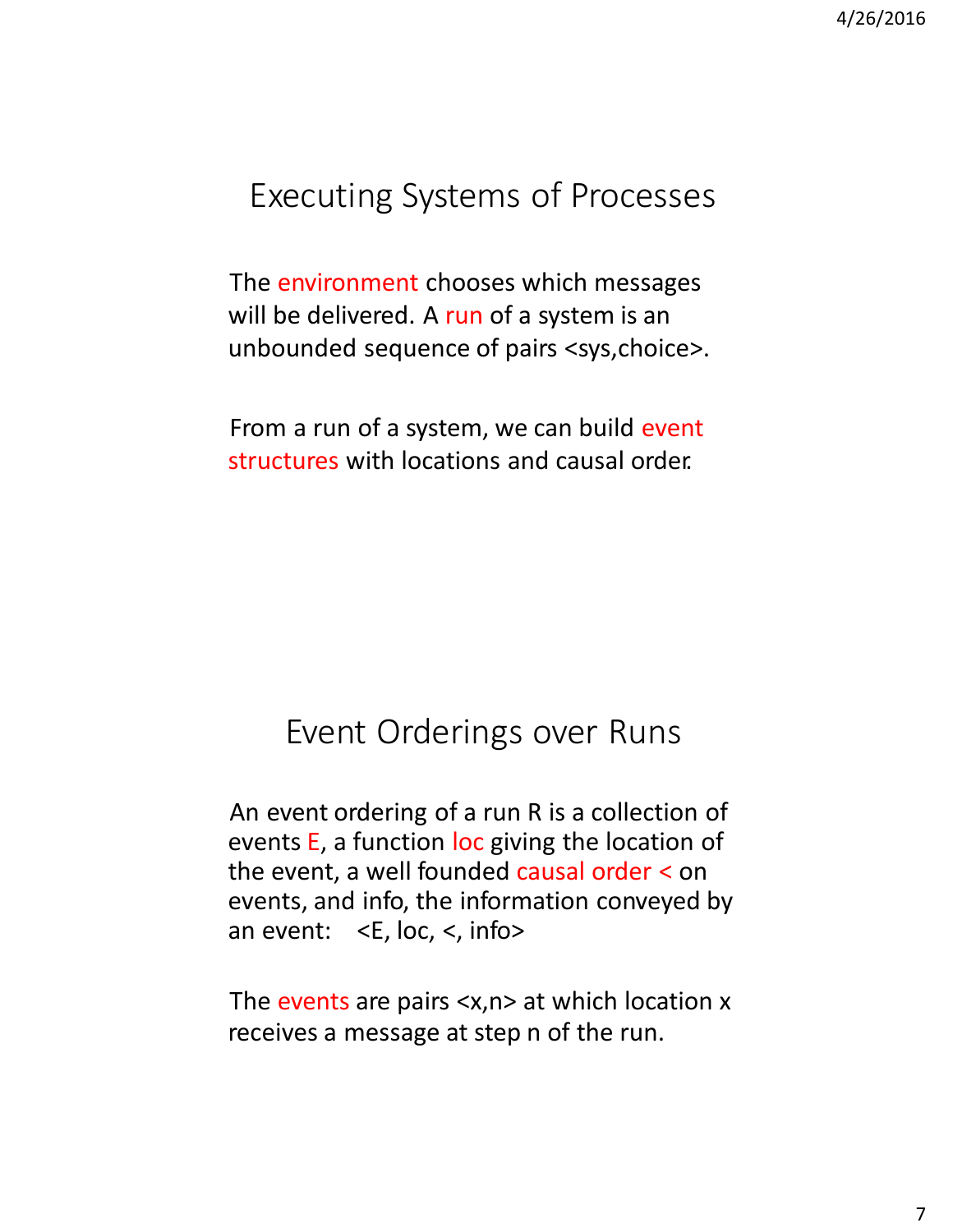## Executing Systems of Processes

The environment chooses which messages will be delivered. A run of a system is an unbounded sequence of pairs <sys,choice>.

From a run of a system, we can build event structures with locations and causal order.

## Event Orderings over Runs

An event ordering of a run R is a collection of events E, a function loc giving the location of the event, a well founded causal order < on events, and info, the information conveyed by an event: <E, loc, <, info>

The events are pairs <x,n> at which location x receives a message at step n of the run.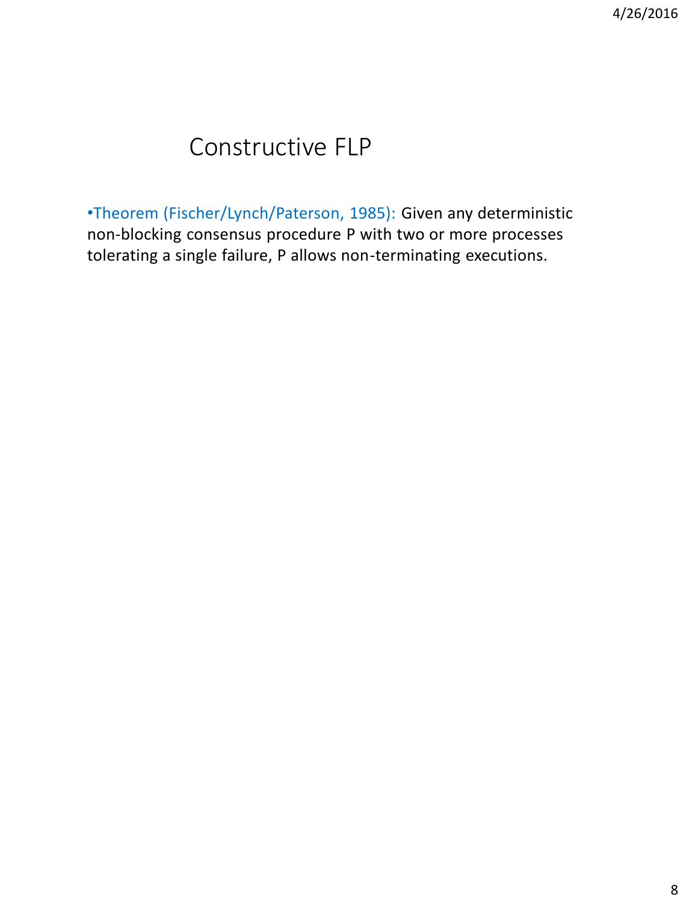# Constructive FLP

- Theorem (Fischer/Lynch/Paterson, 1985): Given any deterministic non-blocking consensus procedure P with two or more processes tolerating a single failure, P allows non-terminating executions.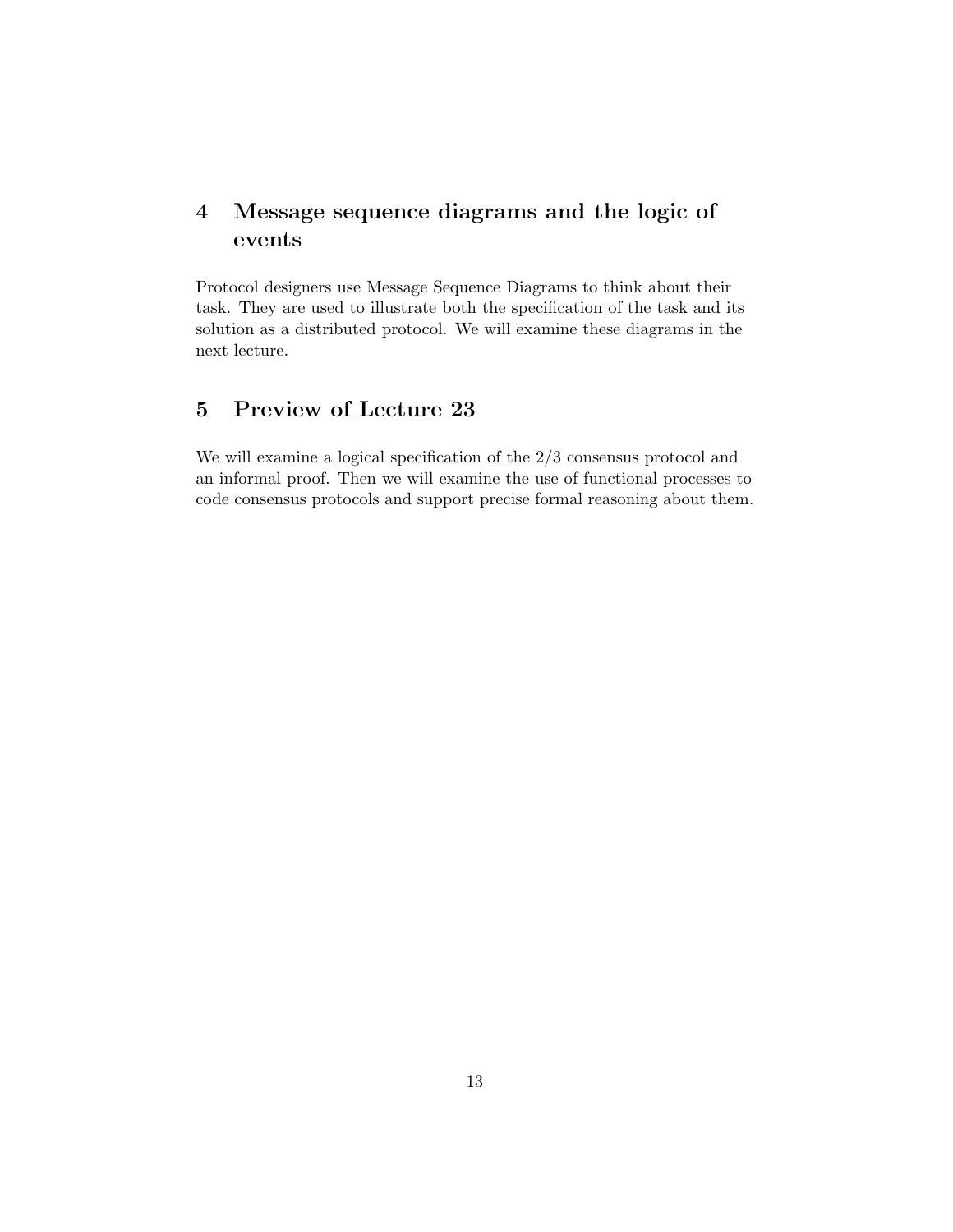## 4 Message sequence diagrams and the logic of events

Protocol designers use Message Sequence Diagrams to think about their task. They are used to illustrate both the specification of the task and its solution as a distributed protocol. We will examine these diagrams in the next lecture.

## 5 Preview of Lecture 23

We will examine a logical specification of the 2/3 consensus protocol and an informal proof. Then we will examine the use of functional processes to code consensus protocols and support precise formal reasoning about them.